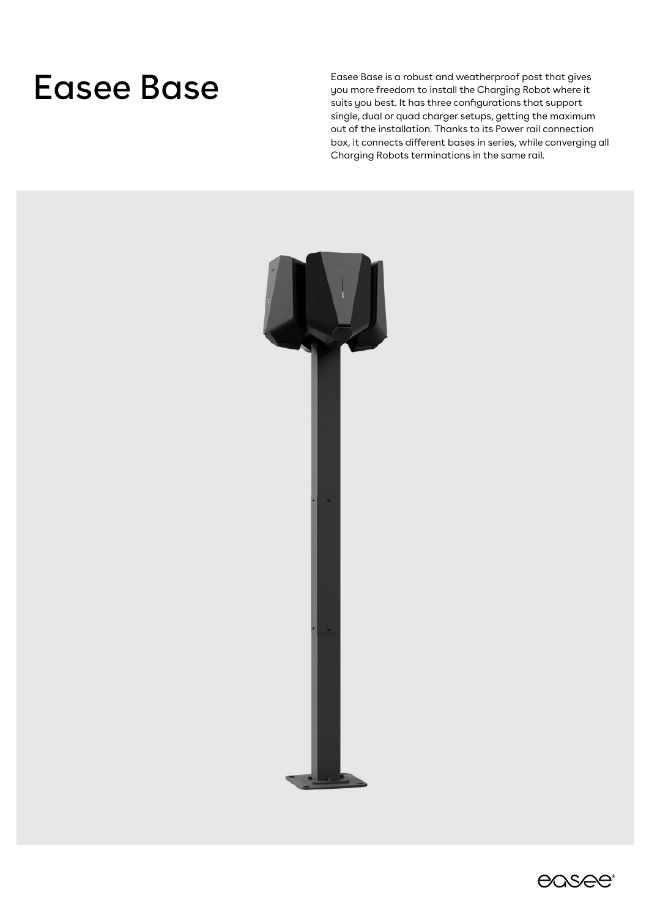# Easee Base

Easee Base is a robust and weatherproof post that gives you more freedom to install the Charging Robot where it suits you best. It has three configurations that support single, dual or quad charger setups, getting the maximum out of the installation. Thanks to its Power rail connection box, it connects different bases in series, while converging all Charging Robots terminations in the same rail.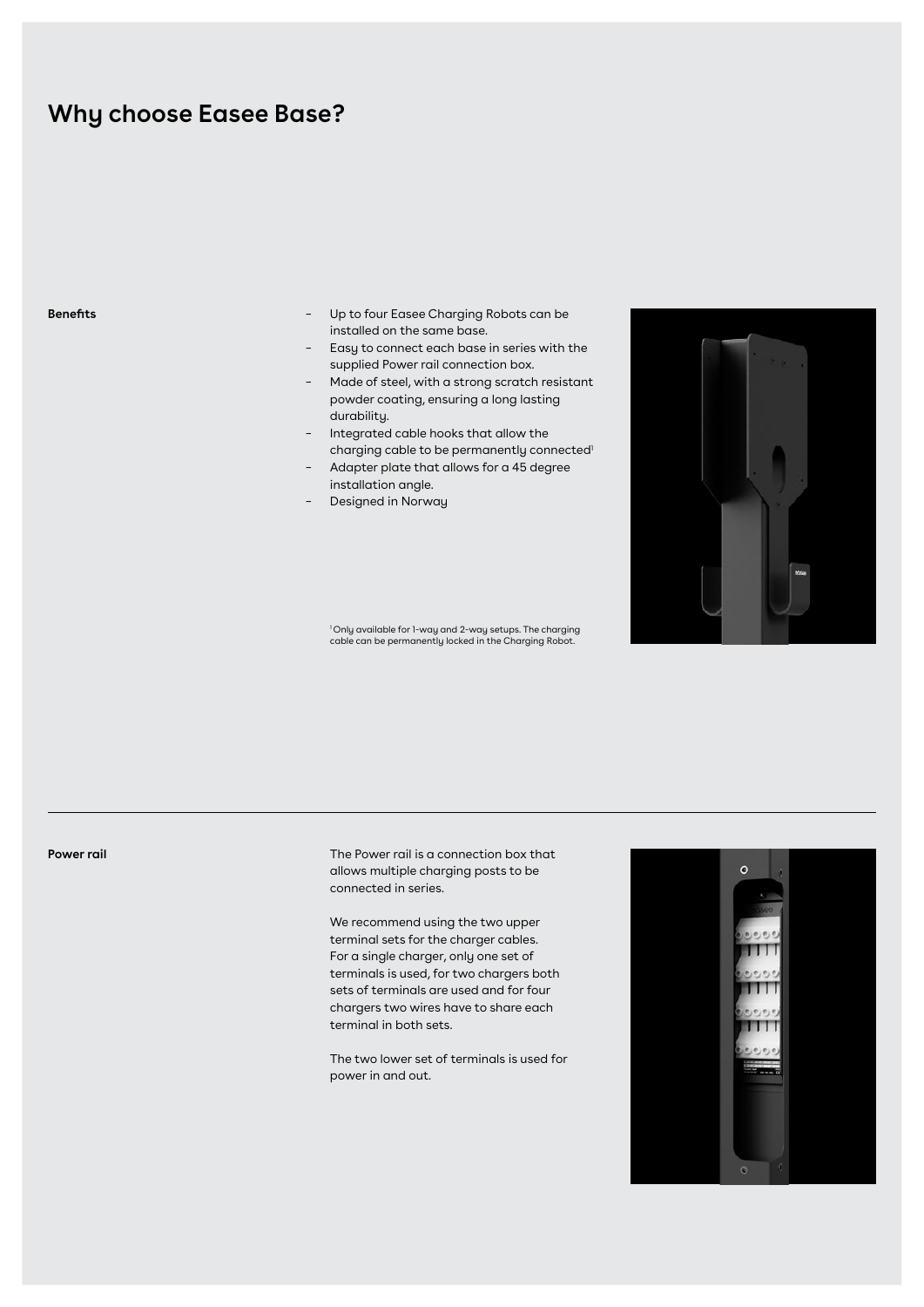# Why choose Easee Base?

**Benefits**

- Up to four Easee Charging Robots can be installed on the same base.
- Easy to connect each base in series with the supplied Power rail connection box.
- Made of steel, with a strong scratch resistant powder coating, ensuring a long lasting durability.
- Integrated cable hooks that allow the charging cable to be permanently connected[1]
- Adapter plate that allows for a 45 degree installation angle.
- Designed in Norway

[1] Only available for 1-way and 2-way setups. The charging cable can be permanently locked in the Charging Robot.

---

**Power rail**

The Power rail is a connection box that allows multiple charging posts to be connected in series.

We recommend using the two upper terminal sets for the charger cables. For a single charger, only one set of terminals is used, for two chargers both sets of terminals are used and for four chargers two wires have to share each terminal in both sets.

The two lower set of terminals is used for power in and out.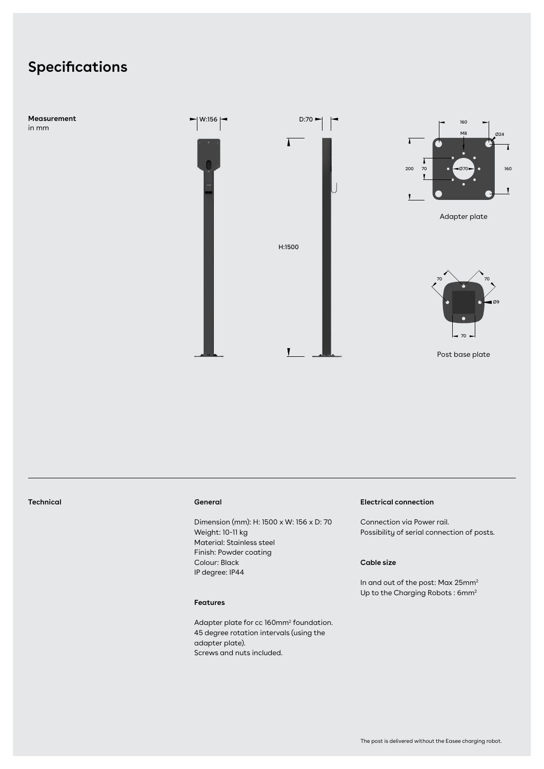# Specifications

**Measurement**
in mm

W:156

D:70

H:1500

160
M8
Ø24
200
70
Ø70
160

Adapter plate

70
70
Ø9
70

Post base plate

---

**Technical**

### General

Dimension (mm): H: 1500 x W: 156 x D: 70
Weight: 10-11 kg
Material: Stainless steel
Finish: Powder coating
Colour: Black
IP degree: IP44

### Features

Adapter plate for cc $160mm^2$ foundation.
45 degree rotation intervals (using the adapter plate).
Screws and nuts included.

### Electrical connection

Connection via Power rail.
Possibility of serial connection of posts.

### Cable size

In and out of the post: Max $25mm^2$
Up to the Charging Robots : $6mm^2$

The post is delivered without the Easee charging robot.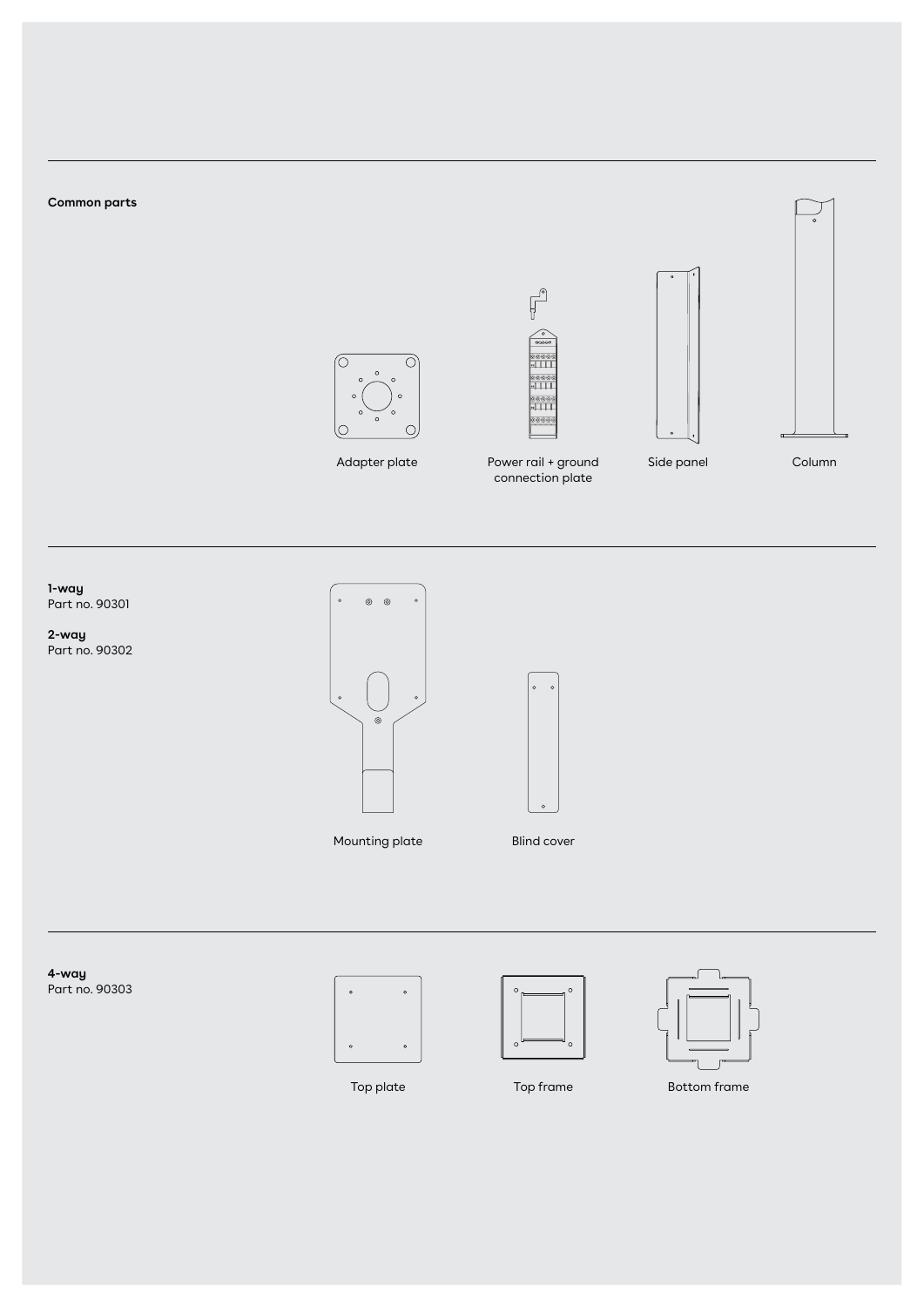**Common parts**

Adapter plate

Power rail + ground connection plate

Side panel

Column

**1-way**
Part no. 90301

**2-way**
Part no. 90302

Mounting plate

Blind cover

**4-way**
Part no. 90303

Top plate

Top frame

Bottom frame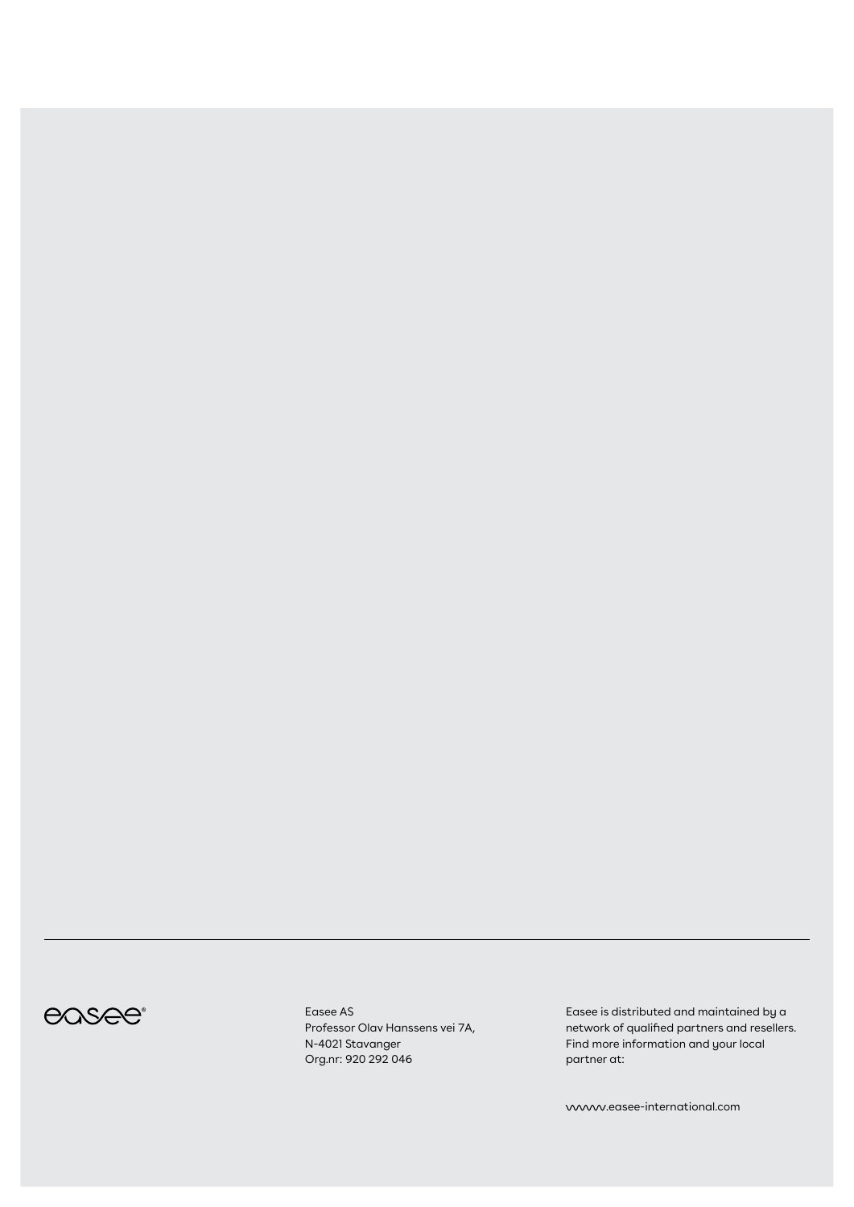easee®

Easee AS
Professor Olav Hanssens vei 7A,
N-4021 Stavanger
Org.nr: 920 292 046

Easee is distributed and maintained by a network of qualified partners and resellers. Find more information and your local partner at:

www.easee-international.com